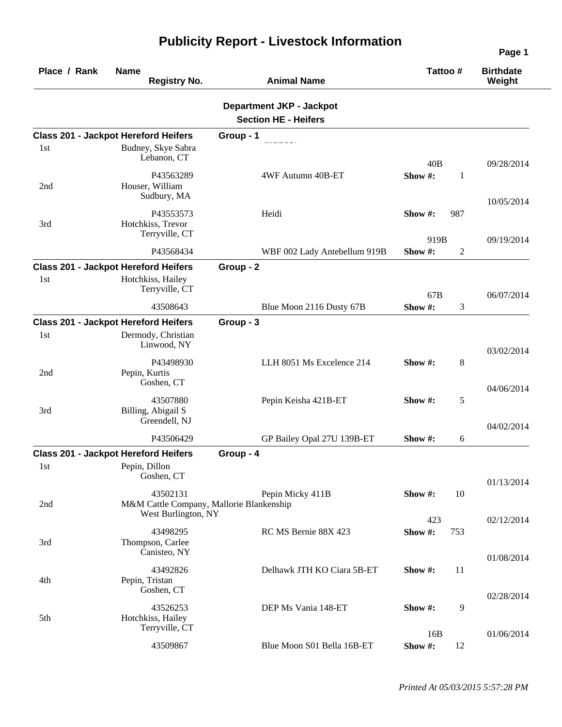# Publicity Report - Livestock Information

| Place / Rank | Name / Registry No. | Animal Name | Tattoo # | Birthdate / Weight |
|---|---|---|---|---|

## Department JKP - Jackpot

### Section HE - Heifers

**Class 201 - Jackpot Hereford Heifers** **Group - 1**

| Place / Rank | Name / Registry No. | Animal Name | Tattoo # | Birthdate / Weight |
|---|---|---|---|---|
| 1st | Budney, Skye Sabra<br>Lebanon, CT<br>P43563289 | 4WF Autumn 40B-ET | 40B<br>Show #: 1 | 09/28/2014 |
| 2nd | Houser, William<br>Sudbury, MA<br>P43553573 | Heidi | Show #: 987 | 10/05/2014 |
| 3rd | Hotchkiss, Trevor<br>Terryville, CT<br>P43568434 | WBF 002 Lady Antebellum 919B | 919B<br>Show #: 2 | 09/19/2014 |

**Class 201 - Jackpot Hereford Heifers** **Group - 2**

| Place / Rank | Name / Registry No. | Animal Name | Tattoo # | Birthdate / Weight |
|---|---|---|---|---|
| 1st | Hotchkiss, Hailey<br>Terryville, CT<br>43508643 | Blue Moon 2116 Dusty 67B | 67B<br>Show #: 3 | 06/07/2014 |

**Class 201 - Jackpot Hereford Heifers** **Group - 3**

| Place / Rank | Name / Registry No. | Animal Name | Tattoo # | Birthdate / Weight |
|---|---|---|---|---|
| 1st | Dermody, Christian<br>Linwood, NY<br>P43498930 | LLH 8051 Ms Excelence 214 | Show #: 8 | 03/02/2014 |
| 2nd | Pepin, Kurtis<br>Goshen, CT<br>43507880 | Pepin Keisha 421B-ET | Show #: 5 | 04/06/2014 |
| 3rd | Billing, Abigail S<br>Greendell, NJ<br>P43506429 | GP Bailey Opal 27U 139B-ET | Show #: 6 | 04/02/2014 |

**Class 201 - Jackpot Hereford Heifers** **Group - 4**

| Place / Rank | Name / Registry No. | Animal Name | Tattoo # | Birthdate / Weight |
|---|---|---|---|---|
| 1st | Pepin, Dillon<br>Goshen, CT<br>43502131 | Pepin Micky 411B | Show #: 10 | 01/13/2014 |
| 2nd | M&M Cattle Company, Mallorie Blankenship<br>West Burlington, NY<br>43498295 | RC MS Bernie 88X 423 | 423<br>Show #: 753 | 02/12/2014 |
| 3rd | Thompson, Carlee<br>Canisteo, NY<br>43492826 | Delhawk JTH KO Ciara 5B-ET | Show #: 11 | 01/08/2014 |
| 4th | Pepin, Tristan<br>Goshen, CT<br>43526253 | DEP Ms Vania 148-ET | Show #: 9 | 02/28/2014 |
| 5th | Hotchkiss, Hailey<br>Terryville, CT<br>43509867 | Blue Moon S01 Bella 16B-ET | 16B<br>Show #: 12 | 01/06/2014 |

*Printed At 05/03/2015 5:57:28 PM*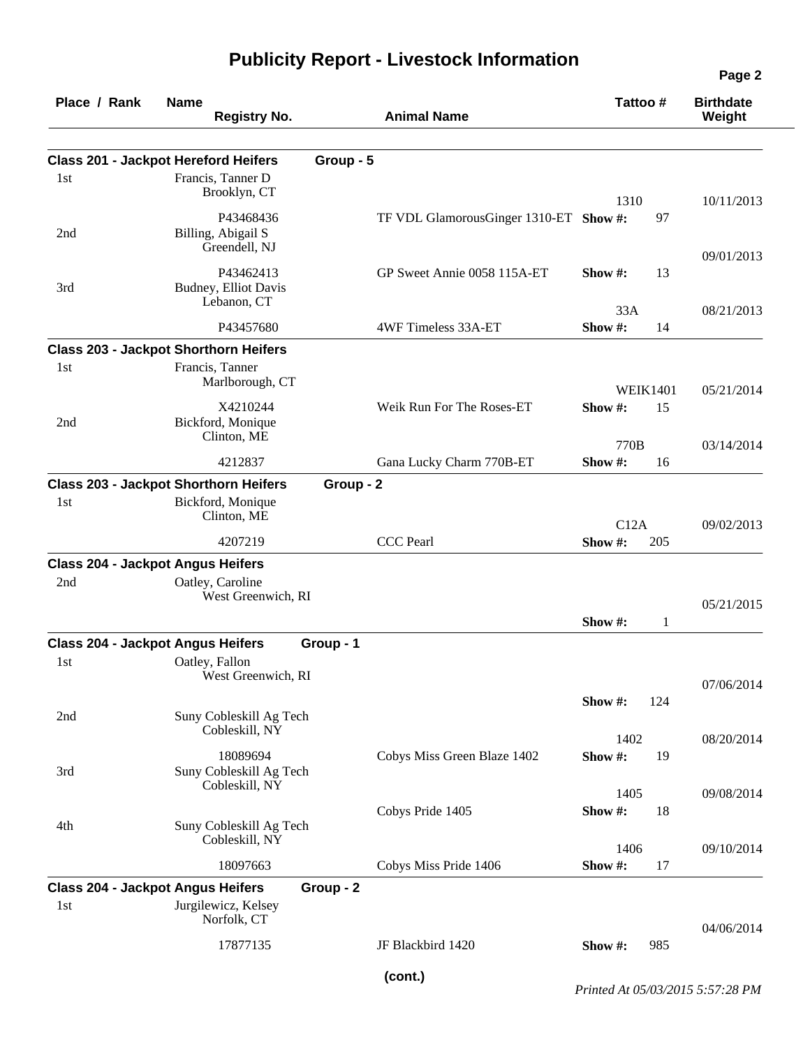# Publicity Report - Livestock Information

| Place / Rank | Name / Registry No. | Animal Name | Tattoo # | Show # | Birthdate / Weight |
|---|---|---|---|---|---|
| **Class 201 - Jackpot Hereford Heifers** | **Group - 5** | | | | |
| 1st | Francis, Tanner D, Brooklyn, CT / P43468436 | TF VDL GlamorousGinger 1310-ET | 1310 | 97 | 10/11/2013 |
| 2nd | Billing, Abigail S, Greendell, NJ / P43462413 | GP Sweet Annie 0058 115A-ET | | 13 | 09/01/2013 |
| 3rd | Budney, Elliot Davis, Lebanon, CT / P43457680 | 4WF Timeless 33A-ET | 33A | 14 | 08/21/2013 |
| **Class 203 - Jackpot Shorthorn Heifers** | | | | | |
| 1st | Francis, Tanner, Marlborough, CT / X4210244 | Weik Run For The Roses-ET | WEIK1401 | 15 | 05/21/2014 |
| 2nd | Bickford, Monique, Clinton, ME / 4212837 | Gana Lucky Charm 770B-ET | 770B | 16 | 03/14/2014 |
| **Class 203 - Jackpot Shorthorn Heifers** | **Group - 2** | | | | |
| 1st | Bickford, Monique, Clinton, ME / 4207219 | CCC Pearl | C12A | 205 | 09/02/2013 |
| **Class 204 - Jackpot Angus Heifers** | | | | | |
| 2nd | Oatley, Caroline, West Greenwich, RI | | | 1 | 05/21/2015 |
| **Class 204 - Jackpot Angus Heifers** | **Group - 1** | | | | |
| 1st | Oatley, Fallon, West Greenwich, RI | | | 124 | 07/06/2014 |
| 2nd | Suny Cobleskill Ag Tech, Cobleskill, NY / 18089694 | Cobys Miss Green Blaze 1402 | 1402 | 19 | 08/20/2014 |
| 3rd | Suny Cobleskill Ag Tech, Cobleskill, NY | Cobys Pride 1405 | 1405 | 18 | 09/08/2014 |
| 4th | Suny Cobleskill Ag Tech, Cobleskill, NY / 18097663 | Cobys Miss Pride 1406 | 1406 | 17 | 09/10/2014 |
| **Class 204 - Jackpot Angus Heifers** | **Group - 2** | | | | |
| 1st | Jurgilewicz, Kelsey, Norfolk, CT / 17877135 | JF Blackbird 1420 | | 985 | 04/06/2014 |

(cont.)

*Printed At 05/03/2015 5:57:28 PM*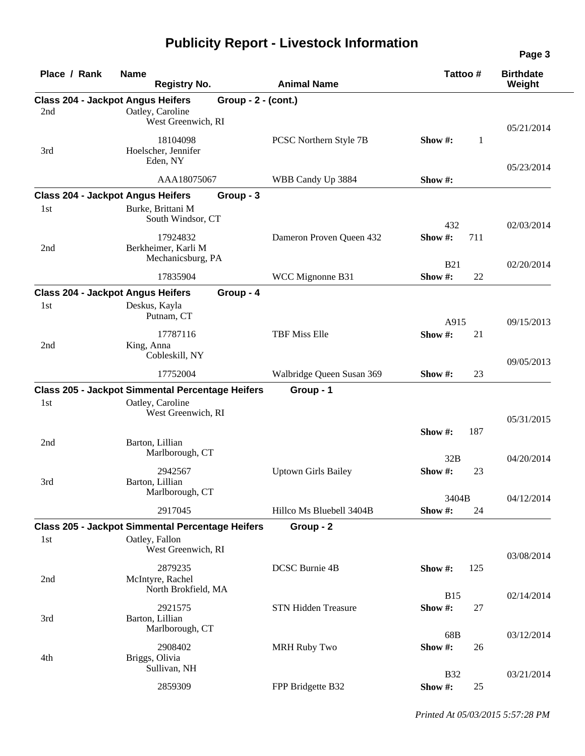# Publicity Report - Livestock Information

| Place / Rank | Name / Registry No. | Animal Name | Tattoo # | Show # | Birthdate / Weight |
|---|---|---|---|---|---|
| **Class 204 - Jackpot Angus Heifers** | **Group - 2 - (cont.)** | | | | |
| 2nd | Oatley, Caroline<br>West Greenwich, RI<br>18104098 | PCSC Northern Style 7B | | 1 | 05/21/2014 |
| 3rd | Hoelscher, Jennifer<br>Eden, NY<br>AAA18075067 | WBB Candy Up 3884 | | | 05/23/2014 |
| **Class 204 - Jackpot Angus Heifers** | **Group - 3** | | | | |
| 1st | Burke, Brittani M<br>South Windsor, CT<br>17924832 | Dameron Proven Queen 432 | 432 | 711 | 02/03/2014 |
| 2nd | Berkheimer, Karli M<br>Mechanicsburg, PA<br>17835904 | WCC Mignonne B31 | B21 | 22 | 02/20/2014 |
| **Class 204 - Jackpot Angus Heifers** | **Group - 4** | | | | |
| 1st | Deskus, Kayla<br>Putnam, CT<br>17787116 | TBF Miss Elle | A915 | 21 | 09/15/2013 |
| 2nd | King, Anna<br>Cobleskill, NY<br>17752004 | Walbridge Queen Susan 369 | | 23 | 09/05/2013 |
| **Class 205 - Jackpot Simmental Percentage Heifers** | **Group - 1** | | | | |
| 1st | Oatley, Caroline<br>West Greenwich, RI | | | 187 | 05/31/2015 |
| 2nd | Barton, Lillian<br>Marlborough, CT<br>2942567 | Uptown Girls Bailey | 32B | 23 | 04/20/2014 |
| 3rd | Barton, Lillian<br>Marlborough, CT<br>2917045 | Hillco Ms Bluebell 3404B | 3404B | 24 | 04/12/2014 |
| **Class 205 - Jackpot Simmental Percentage Heifers** | **Group - 2** | | | | |
| 1st | Oatley, Fallon<br>West Greenwich, RI<br>2879235 | DCSC Burnie 4B | | 125 | 03/08/2014 |
| 2nd | McIntyre, Rachel<br>North Brokfield, MA<br>2921575 | STN Hidden Treasure | B15 | 27 | 02/14/2014 |
| 3rd | Barton, Lillian<br>Marlborough, CT<br>2908402 | MRH Ruby Two | 68B | 26 | 03/12/2014 |
| 4th | Briggs, Olivia<br>Sullivan, NH<br>2859309 | FPP Bridgette B32 | B32 | 25 | 03/21/2014 |

*Printed At 05/03/2015 5:57:28 PM*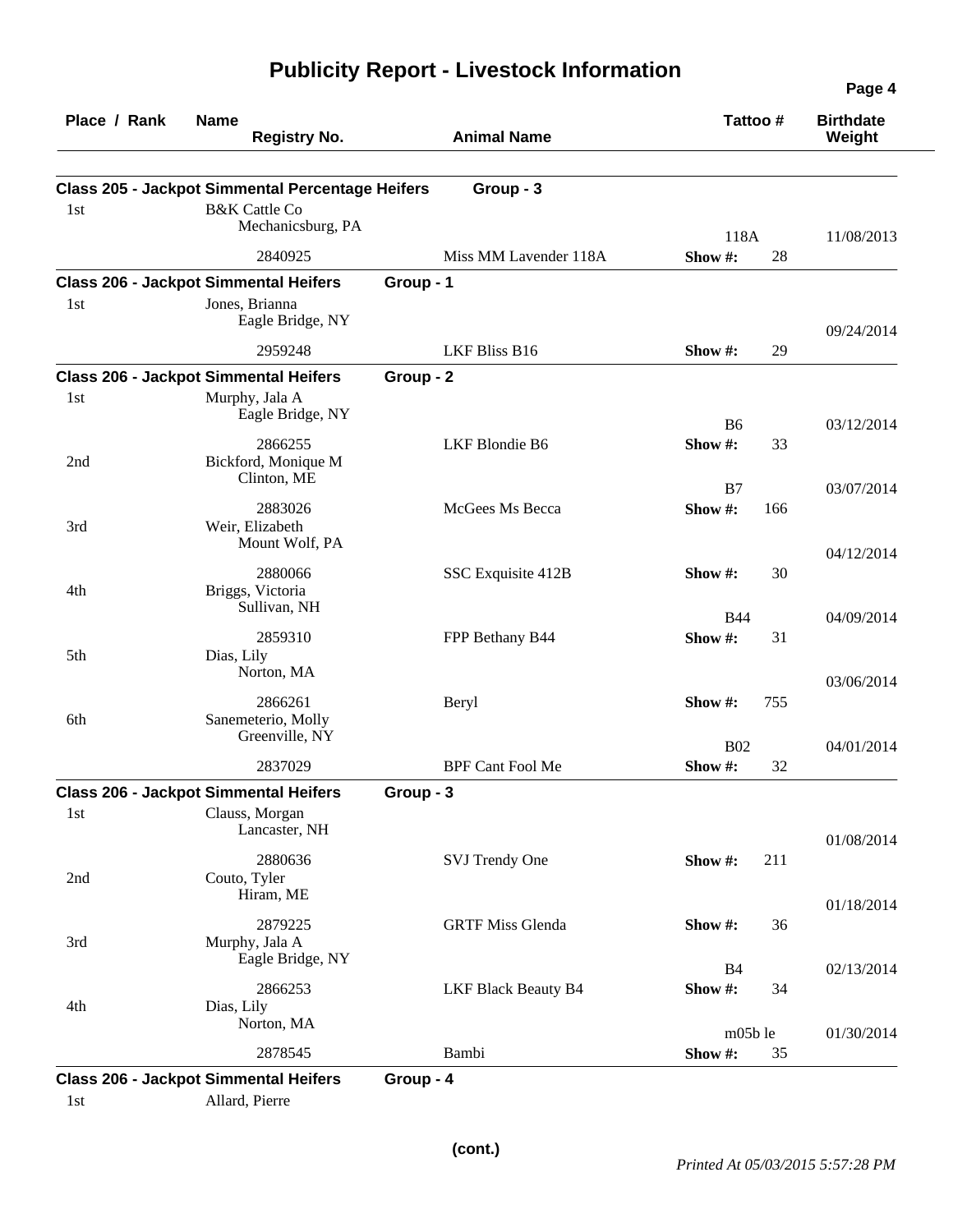# Publicity Report - Livestock Information

| Place / Rank | Name / Registry No. | Animal Name | Tattoo # | Birthdate / Weight |
|---|---|---|---|---|
| **Class 205 - Jackpot Simmental Percentage Heifers** | | **Group - 3** | | |
| 1st | B&K Cattle Co, Mechanicsburg, PA | | 118A | 11/08/2013 |
| | 2840925 | Miss MM Lavender 118A | Show #: 28 | |
| **Class 206 - Jackpot Simmental Heifers** | | **Group - 1** | | |
| 1st | Jones, Brianna, Eagle Bridge, NY | | | 09/24/2014 |
| | 2959248 | LKF Bliss B16 | Show #: 29 | |
| **Class 206 - Jackpot Simmental Heifers** | | **Group - 2** | | |
| 1st | Murphy, Jala A, Eagle Bridge, NY | | B6 | 03/12/2014 |
| | 2866255 | LKF Blondie B6 | Show #: 33 | |
| 2nd | Bickford, Monique M, Clinton, ME | | B7 | 03/07/2014 |
| | 2883026 | McGees Ms Becca | Show #: 166 | |
| 3rd | Weir, Elizabeth, Mount Wolf, PA | | | 04/12/2014 |
| | 2880066 | SSC Exquisite 412B | Show #: 30 | |
| 4th | Briggs, Victoria, Sullivan, NH | | B44 | 04/09/2014 |
| | 2859310 | FPP Bethany B44 | Show #: 31 | |
| 5th | Dias, Lily, Norton, MA | | | 03/06/2014 |
| | 2866261 | Beryl | Show #: 755 | |
| 6th | Sanemeterio, Molly, Greenville, NY | | B02 | 04/01/2014 |
| | 2837029 | BPF Cant Fool Me | Show #: 32 | |
| **Class 206 - Jackpot Simmental Heifers** | | **Group - 3** | | |
| 1st | Clauss, Morgan, Lancaster, NH | | | 01/08/2014 |
| | 2880636 | SVJ Trendy One | Show #: 211 | |
| 2nd | Couto, Tyler, Hiram, ME | | | 01/18/2014 |
| | 2879225 | GRTF Miss Glenda | Show #: 36 | |
| 3rd | Murphy, Jala A, Eagle Bridge, NY | | B4 | 02/13/2014 |
| | 2866253 | LKF Black Beauty B4 | Show #: 34 | |
| 4th | Dias, Lily, Norton, MA | | m05b le | 01/30/2014 |
| | 2878545 | Bambi | Show #: 35 | |
| **Class 206 - Jackpot Simmental Heifers** | | **Group - 4** | | |
| 1st | Allard, Pierre | | | |

(cont.)

*Printed At 05/03/2015 5:57:28 PM*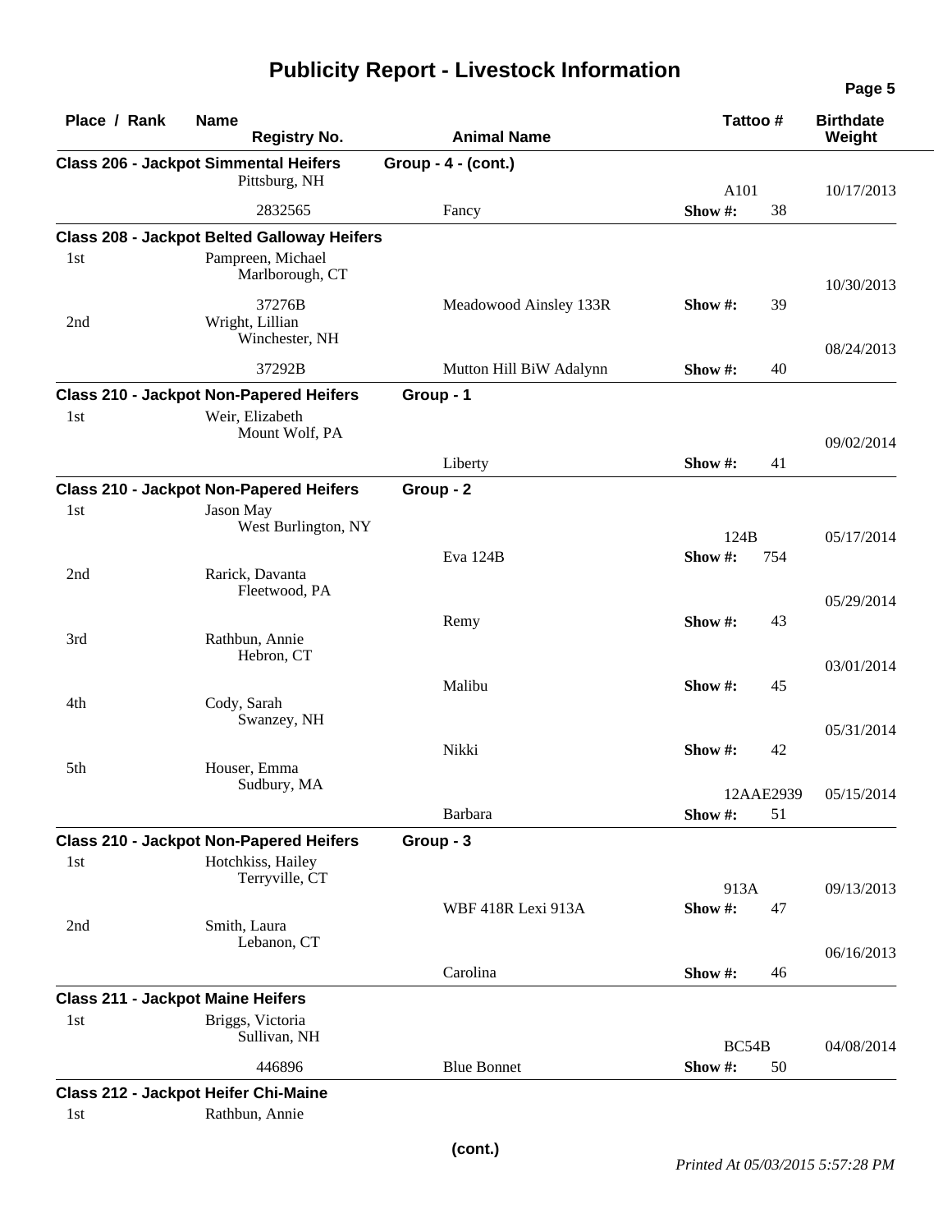# Publicity Report - Livestock Information

| Place / Rank | Name / Registry No. | Animal Name | Tattoo # / Show # | Birthdate / Weight |
|---|---|---|---|---|
| **Class 206 - Jackpot Simmental Heifers** | | **Group - 4 - (cont.)** | | |
| | Pittsburg, NH | | A101 | 10/17/2013 |
| | 2832565 | Fancy | Show #: 38 | |
| **Class 208 - Jackpot Belted Galloway Heifers** | | | | |
| 1st | Pampreen, Michael<br>Marlborough, CT | | | 10/30/2013 |
| | 37276B | Meadowood Ainsley 133R | Show #: 39 | |
| 2nd | Wright, Lillian<br>Winchester, NH | | | 08/24/2013 |
| | 37292B | Mutton Hill BiW Adalynn | Show #: 40 | |
| **Class 210 - Jackpot Non-Papered Heifers** | | **Group - 1** | | |
| 1st | Weir, Elizabeth<br>Mount Wolf, PA | | | 09/02/2014 |
| | | Liberty | Show #: 41 | |
| **Class 210 - Jackpot Non-Papered Heifers** | | **Group - 2** | | |
| 1st | Jason May<br>West Burlington, NY | | 124B | 05/17/2014 |
| | | Eva 124B | Show #: 754 | |
| 2nd | Rarick, Davanta<br>Fleetwood, PA | | | 05/29/2014 |
| | | Remy | Show #: 43 | |
| 3rd | Rathbun, Annie<br>Hebron, CT | | | 03/01/2014 |
| | | Malibu | Show #: 45 | |
| 4th | Cody, Sarah<br>Swanzey, NH | | | 05/31/2014 |
| | | Nikki | Show #: 42 | |
| 5th | Houser, Emma<br>Sudbury, MA | | 12AAE2939 | 05/15/2014 |
| | | Barbara | Show #: 51 | |
| **Class 210 - Jackpot Non-Papered Heifers** | | **Group - 3** | | |
| 1st | Hotchkiss, Hailey<br>Terryville, CT | | 913A | 09/13/2013 |
| | | WBF 418R Lexi 913A | Show #: 47 | |
| 2nd | Smith, Laura<br>Lebanon, CT | | | 06/16/2013 |
| | | Carolina | Show #: 46 | |
| **Class 211 - Jackpot Maine Heifers** | | | | |
| 1st | Briggs, Victoria<br>Sullivan, NH | | BC54B | 04/08/2014 |
| | 446896 | Blue Bonnet | Show #: 50 | |
| **Class 212 - Jackpot Heifer Chi-Maine** | | | | |
| 1st | Rathbun, Annie | | | |

(cont.)

*Printed At 05/03/2015 5:57:28 PM*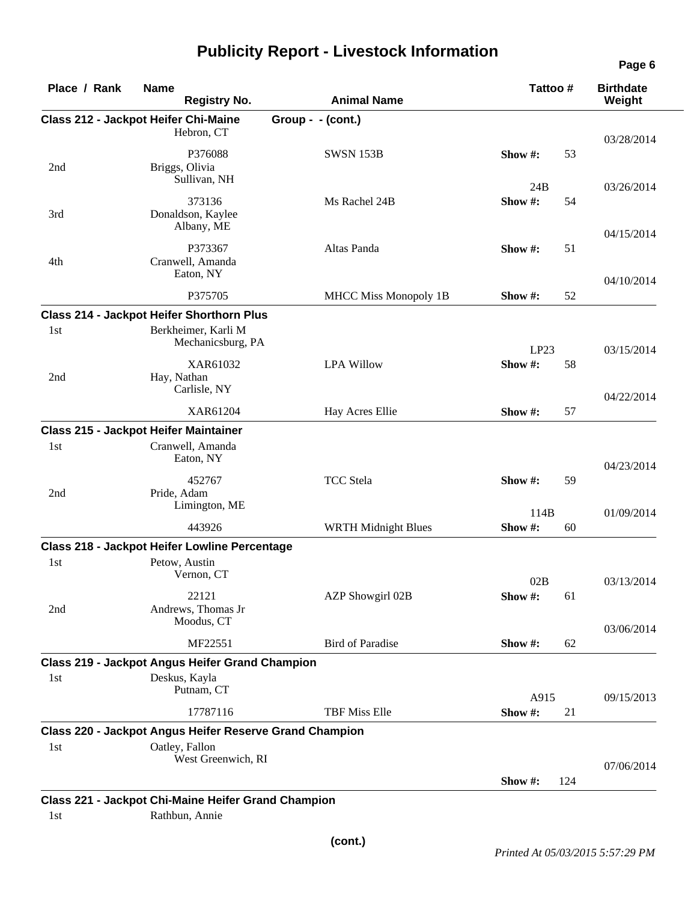# Publicity Report - Livestock Information

| Place / Rank | Name / Registry No. | Animal Name | Tattoo # | Birthdate / Weight |
|---|---|---|---|---|
| **Class 212 - Jackpot Heifer Chi-Maine** | **Group - - (cont.)** | | | |
| | Hebron, CT | | | 03/28/2014 |
| | P376088 | SWSN 153B | Show #: 53 | |
| 2nd | Briggs, Olivia<br>Sullivan, NH | | 24B | 03/26/2014 |
| | 373136 | Ms Rachel 24B | Show #: 54 | |
| 3rd | Donaldson, Kaylee<br>Albany, ME | | | 04/15/2014 |
| | P373367 | Altas Panda | Show #: 51 | |
| 4th | Cranwell, Amanda<br>Eaton, NY | | | 04/10/2014 |
| | P375705 | MHCC Miss Monopoly 1B | Show #: 52 | |
| **Class 214 - Jackpot Heifer Shorthorn Plus** | | | | |
| 1st | Berkheimer, Karli M<br>Mechanicsburg, PA | | LP23 | 03/15/2014 |
| | XAR61032 | LPA Willow | Show #: 58 | |
| 2nd | Hay, Nathan<br>Carlisle, NY | | | 04/22/2014 |
| | XAR61204 | Hay Acres Ellie | Show #: 57 | |
| **Class 215 - Jackpot Heifer Maintainer** | | | | |
| 1st | Cranwell, Amanda<br>Eaton, NY | | | 04/23/2014 |
| | 452767 | TCC Stela | Show #: 59 | |
| 2nd | Pride, Adam<br>Limington, ME | | 114B | 01/09/2014 |
| | 443926 | WRTH Midnight Blues | Show #: 60 | |
| **Class 218 - Jackpot Heifer Lowline Percentage** | | | | |
| 1st | Petow, Austin<br>Vernon, CT | | 02B | 03/13/2014 |
| | 22121 | AZP Showgirl 02B | Show #: 61 | |
| 2nd | Andrews, Thomas Jr<br>Moodus, CT | | | 03/06/2014 |
| | MF22551 | Bird of Paradise | Show #: 62 | |
| **Class 219 - Jackpot Angus Heifer Grand Champion** | | | | |
| 1st | Deskus, Kayla<br>Putnam, CT | | A915 | 09/15/2013 |
| | 17787116 | TBF Miss Elle | Show #: 21 | |
| **Class 220 - Jackpot Angus Heifer Reserve Grand Champion** | | | | |
| 1st | Oatley, Fallon<br>West Greenwich, RI | | | 07/06/2014 |
| | | | Show #: 124 | |
| **Class 221 - Jackpot Chi-Maine Heifer Grand Champion** | | | | |
| 1st | Rathbun, Annie | | | |

**(cont.)**

*Printed At 05/03/2015 5:57:29 PM*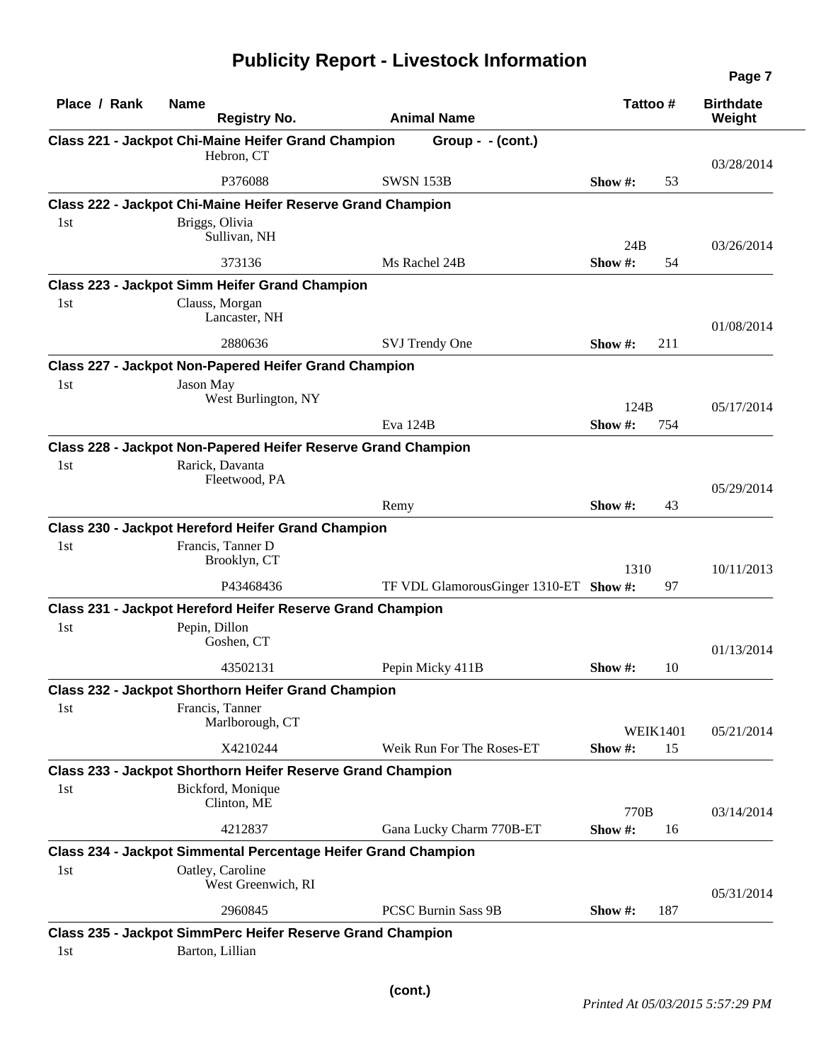# Publicity Report - Livestock Information

| Place / Rank | Name / Registry No. | Animal Name | Tattoo # | Birthdate / Weight |
|---|---|---|---|---|
| **Class 221 - Jackpot Chi-Maine Heifer Grand Champion** | | **Group - - (cont.)** | | |
| | Hebron, CT | | | 03/28/2014 |
| | P376088 | SWSN 153B | Show #: 53 | |
| **Class 222 - Jackpot Chi-Maine Heifer Reserve Grand Champion** | | | | |
| 1st | Briggs, Olivia<br>Sullivan, NH | | 24B | 03/26/2014 |
| | 373136 | Ms Rachel 24B | Show #: 54 | |
| **Class 223 - Jackpot Simm Heifer Grand Champion** | | | | |
| 1st | Clauss, Morgan<br>Lancaster, NH | | | 01/08/2014 |
| | 2880636 | SVJ Trendy One | Show #: 211 | |
| **Class 227 - Jackpot Non-Papered Heifer Grand Champion** | | | | |
| 1st | Jason May<br>West Burlington, NY | | 124B | 05/17/2014 |
| | | Eva 124B | Show #: 754 | |
| **Class 228 - Jackpot Non-Papered Heifer Reserve Grand Champion** | | | | |
| 1st | Rarick, Davanta<br>Fleetwood, PA | | | 05/29/2014 |
| | | Remy | Show #: 43 | |
| **Class 230 - Jackpot Hereford Heifer Grand Champion** | | | | |
| 1st | Francis, Tanner D<br>Brooklyn, CT | | 1310 | 10/11/2013 |
| | P43468436 | TF VDL GlamorousGinger 1310-ET | Show #: 97 | |
| **Class 231 - Jackpot Hereford Heifer Reserve Grand Champion** | | | | |
| 1st | Pepin, Dillon<br>Goshen, CT | | | 01/13/2014 |
| | 43502131 | Pepin Micky 411B | Show #: 10 | |
| **Class 232 - Jackpot Shorthorn Heifer Grand Champion** | | | | |
| 1st | Francis, Tanner<br>Marlborough, CT | | WEIK1401 | 05/21/2014 |
| | X4210244 | Weik Run For The Roses-ET | Show #: 15 | |
| **Class 233 - Jackpot Shorthorn Heifer Reserve Grand Champion** | | | | |
| 1st | Bickford, Monique<br>Clinton, ME | | 770B | 03/14/2014 |
| | 4212837 | Gana Lucky Charm 770B-ET | Show #: 16 | |
| **Class 234 - Jackpot Simmental Percentage Heifer Grand Champion** | | | | |
| 1st | Oatley, Caroline<br>West Greenwich, RI | | | 05/31/2014 |
| | 2960845 | PCSC Burnin Sass 9B | Show #: 187 | |
| **Class 235 - Jackpot SimmPerc Heifer Reserve Grand Champion** | | | | |
| 1st | Barton, Lillian | | | |

(cont.)

*Printed At 05/03/2015 5:57:29 PM*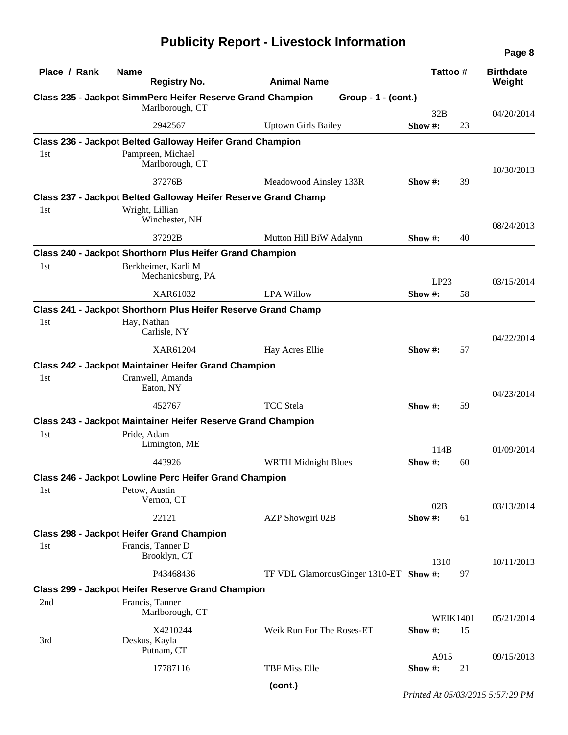# Publicity Report - Livestock Information

| Place / Rank | Name / Registry No. | Animal Name | Tattoo # | | Birthdate / Weight |
|---|---|---|---|---|---|
| **Class 235 - Jackpot SimmPerc Heifer Reserve Grand Champion** | | **Group - 1 - (cont.)** | | | |
| | Marlborough, CT | | 32B | | 04/20/2014 |
| | 2942567 | Uptown Girls Bailey | Show #: | 23 | |
| **Class 236 - Jackpot Belted Galloway Heifer Grand Champion** | | | | | |
| 1st | Pampreen, Michael<br>Marlborough, CT | | | | 10/30/2013 |
| | 37276B | Meadowood Ainsley 133R | Show #: | 39 | |
| **Class 237 - Jackpot Belted Galloway Heifer Reserve Grand Champ** | | | | | |
| 1st | Wright, Lillian<br>Winchester, NH | | | | 08/24/2013 |
| | 37292B | Mutton Hill BiW Adalynn | Show #: | 40 | |
| **Class 240 - Jackpot Shorthorn Plus Heifer Grand Champion** | | | | | |
| 1st | Berkheimer, Karli M<br>Mechanicsburg, PA | | LP23 | | 03/15/2014 |
| | XAR61032 | LPA Willow | Show #: | 58 | |
| **Class 241 - Jackpot Shorthorn Plus Heifer Reserve Grand Champ** | | | | | |
| 1st | Hay, Nathan<br>Carlisle, NY | | | | 04/22/2014 |
| | XAR61204 | Hay Acres Ellie | Show #: | 57 | |
| **Class 242 - Jackpot Maintainer Heifer Grand Champion** | | | | | |
| 1st | Cranwell, Amanda<br>Eaton, NY | | | | 04/23/2014 |
| | 452767 | TCC Stela | Show #: | 59 | |
| **Class 243 - Jackpot Maintainer Heifer Reserve Grand Champion** | | | | | |
| 1st | Pride, Adam<br>Limington, ME | | 114B | | 01/09/2014 |
| | 443926 | WRTH Midnight Blues | Show #: | 60 | |
| **Class 246 - Jackpot Lowline Perc Heifer Grand Champion** | | | | | |
| 1st | Petow, Austin<br>Vernon, CT | | 02B | | 03/13/2014 |
| | 22121 | AZP Showgirl 02B | Show #: | 61 | |
| **Class 298 - Jackpot Heifer Grand Champion** | | | | | |
| 1st | Francis, Tanner D<br>Brooklyn, CT | | 1310 | | 10/11/2013 |
| | P43468436 | TF VDL GlamorousGinger 1310-ET | Show #: | 97 | |
| **Class 299 - Jackpot Heifer Reserve Grand Champion** | | | | | |
| 2nd | Francis, Tanner<br>Marlborough, CT | | WEIK1401 | | 05/21/2014 |
| | X4210244 | Weik Run For The Roses-ET | Show #: | 15 | |
| 3rd | Deskus, Kayla<br>Putnam, CT | | A915 | | 09/15/2013 |
| | 17787116 | TBF Miss Elle | Show #: | 21 | |

(cont.)

*Printed At 05/03/2015 5:57:29 PM*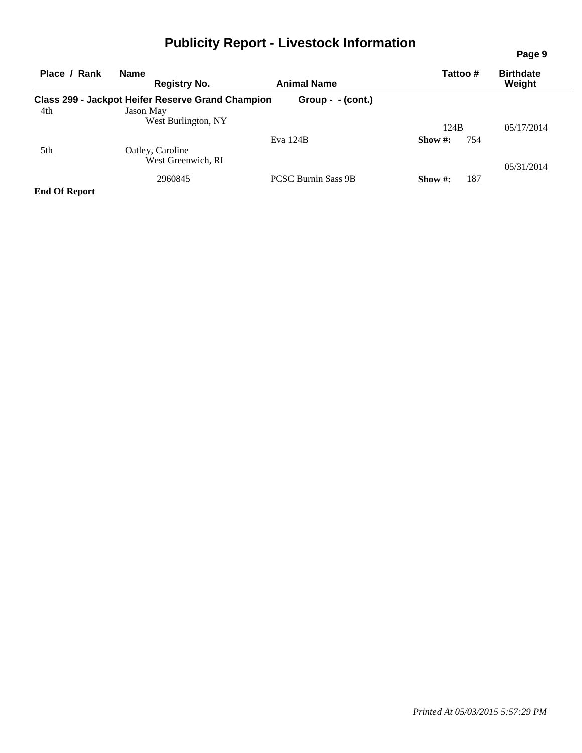# Publicity Report - Livestock Information

| Place / Rank | Name / Registry No. | Animal Name | Tattoo # | Birthdate / Weight |
|---|---|---|---|---|
| **Class 299 - Jackpot Heifer Reserve Grand Champion** | | **Group - - (cont.)** | | |
| 4th | Jason May<br>West Burlington, NY | Eva 124B | 124B<br>**Show #:** 754 | 05/17/2014 |
| 5th | Oatley, Caroline<br>West Greenwich, RI<br>2960845 | PCSC Burnin Sass 9B | **Show #:** 187 | 05/31/2014 |

**End Of Report**

*Printed At 05/03/2015 5:57:29 PM*